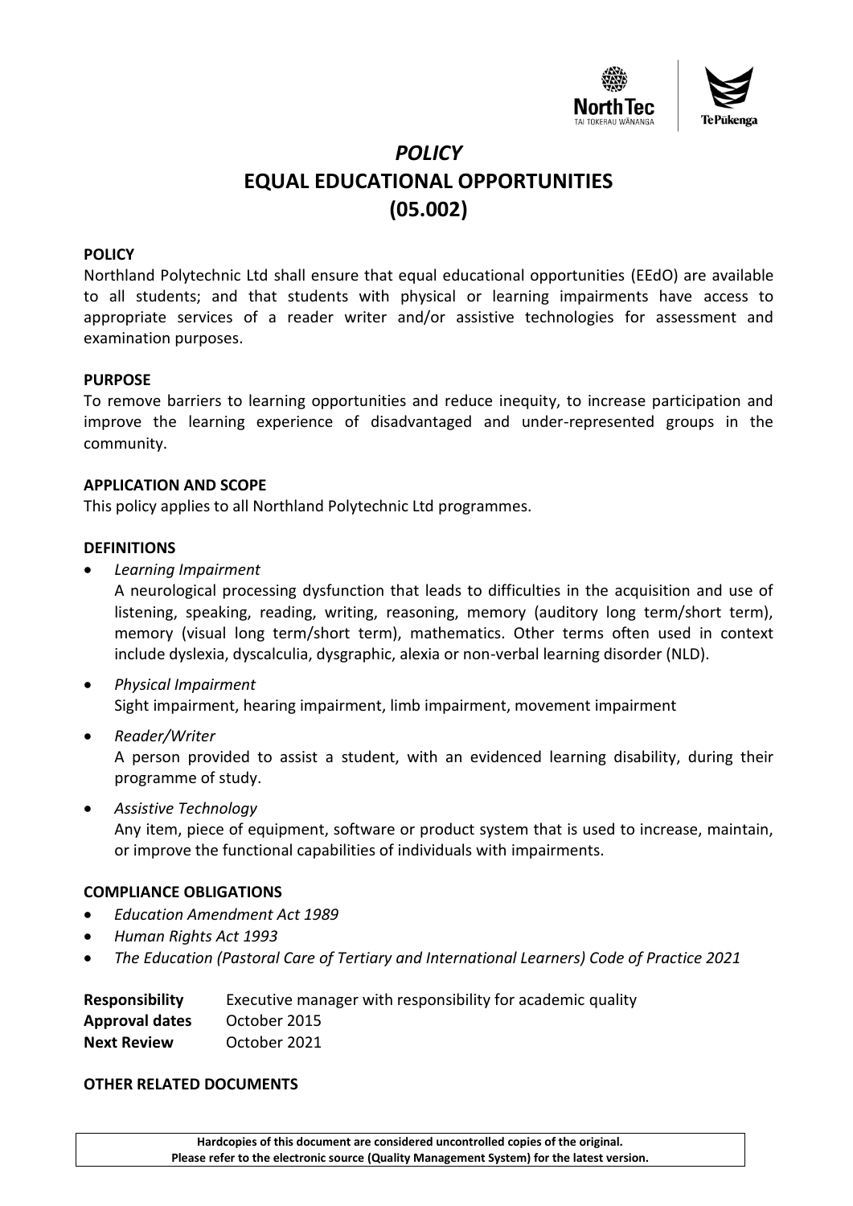# *POLICY*
# EQUAL EDUCATIONAL OPPORTUNITIES (05.002)

**POLICY**

Northland Polytechnic Ltd shall ensure that equal educational opportunities (EEdO) are available to all students; and that students with physical or learning impairments have access to appropriate services of a reader writer and/or assistive technologies for assessment and examination purposes.

**PURPOSE**

To remove barriers to learning opportunities and reduce inequity, to increase participation and improve the learning experience of disadvantaged and under-represented groups in the community.

**APPLICATION AND SCOPE**

This policy applies to all Northland Polytechnic Ltd programmes.

**DEFINITIONS**

- *Learning Impairment*
  A neurological processing dysfunction that leads to difficulties in the acquisition and use of listening, speaking, reading, writing, reasoning, memory (auditory long term/short term), memory (visual long term/short term), mathematics. Other terms often used in context include dyslexia, dyscalculia, dysgraphic, alexia or non-verbal learning disorder (NLD).
- *Physical Impairment*
  Sight impairment, hearing impairment, limb impairment, movement impairment
- *Reader/Writer*
  A person provided to assist a student, with an evidenced learning disability, during their programme of study.
- *Assistive Technology*
  Any item, piece of equipment, software or product system that is used to increase, maintain, or improve the functional capabilities of individuals with impairments.

**COMPLIANCE OBLIGATIONS**

- *Education Amendment Act 1989*
- *Human Rights Act 1993*
- *The Education (Pastoral Care of Tertiary and International Learners) Code of Practice 2021*

| | |
|---|---|
| **Responsibility** | Executive manager with responsibility for academic quality |
| **Approval dates** | October 2015 |
| **Next Review** | October 2021 |

**OTHER RELATED DOCUMENTS**

**Hardcopies of this document are considered uncontrolled copies of the original.**
**Please refer to the electronic source (Quality Management System) for the latest version.**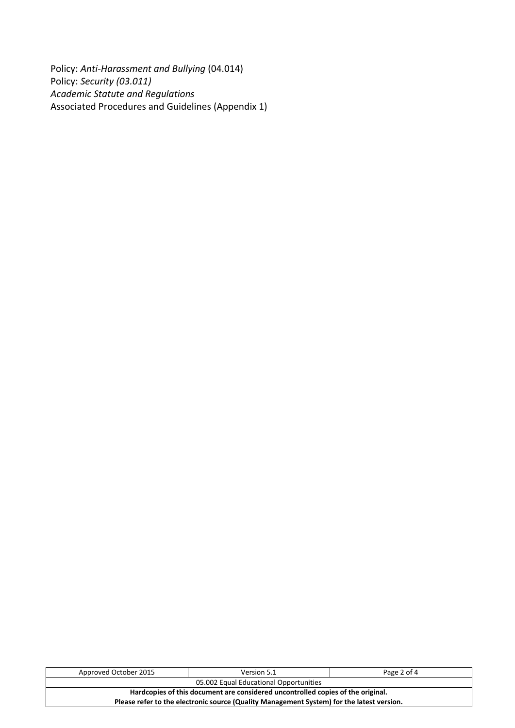Policy: *Anti-Harassment and Bullying* (04.014)
Policy: *Security (03.011)*
*Academic Statute and Regulations*
Associated Procedures and Guidelines (Appendix 1)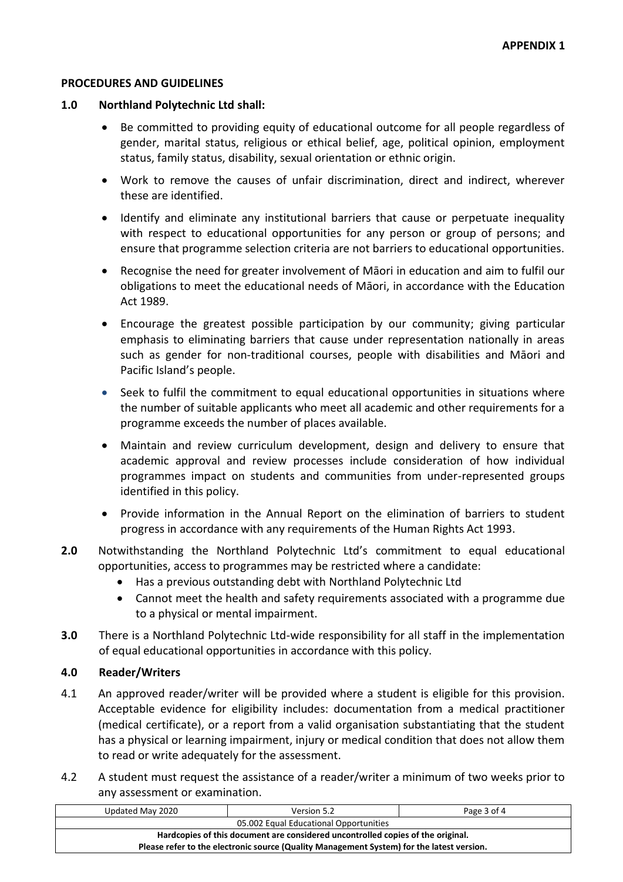**APPENDIX 1**

## PROCEDURES AND GUIDELINES

### 1.0 Northland Polytechnic Ltd shall:

- Be committed to providing equity of educational outcome for all people regardless of gender, marital status, religious or ethical belief, age, political opinion, employment status, family status, disability, sexual orientation or ethnic origin.
- Work to remove the causes of unfair discrimination, direct and indirect, wherever these are identified.
- Identify and eliminate any institutional barriers that cause or perpetuate inequality with respect to educational opportunities for any person or group of persons; and ensure that programme selection criteria are not barriers to educational opportunities.
- Recognise the need for greater involvement of Māori in education and aim to fulfil our obligations to meet the educational needs of Māori, in accordance with the Education Act 1989.
- Encourage the greatest possible participation by our community; giving particular emphasis to eliminating barriers that cause under representation nationally in areas such as gender for non-traditional courses, people with disabilities and Māori and Pacific Island's people.
- Seek to fulfil the commitment to equal educational opportunities in situations where the number of suitable applicants who meet all academic and other requirements for a programme exceeds the number of places available.
- Maintain and review curriculum development, design and delivery to ensure that academic approval and review processes include consideration of how individual programmes impact on students and communities from under-represented groups identified in this policy.
- Provide information in the Annual Report on the elimination of barriers to student progress in accordance with any requirements of the Human Rights Act 1993.

**2.0** Notwithstanding the Northland Polytechnic Ltd's commitment to equal educational opportunities, access to programmes may be restricted where a candidate:

- Has a previous outstanding debt with Northland Polytechnic Ltd
- Cannot meet the health and safety requirements associated with a programme due to a physical or mental impairment.

**3.0** There is a Northland Polytechnic Ltd-wide responsibility for all staff in the implementation of equal educational opportunities in accordance with this policy.

### 4.0 Reader/Writers

4.1 An approved reader/writer will be provided where a student is eligible for this provision. Acceptable evidence for eligibility includes: documentation from a medical practitioner (medical certificate), or a report from a valid organisation substantiating that the student has a physical or learning impairment, injury or medical condition that does not allow them to read or write adequately for the assessment.

4.2 A student must request the assistance of a reader/writer a minimum of two weeks prior to any assessment or examination.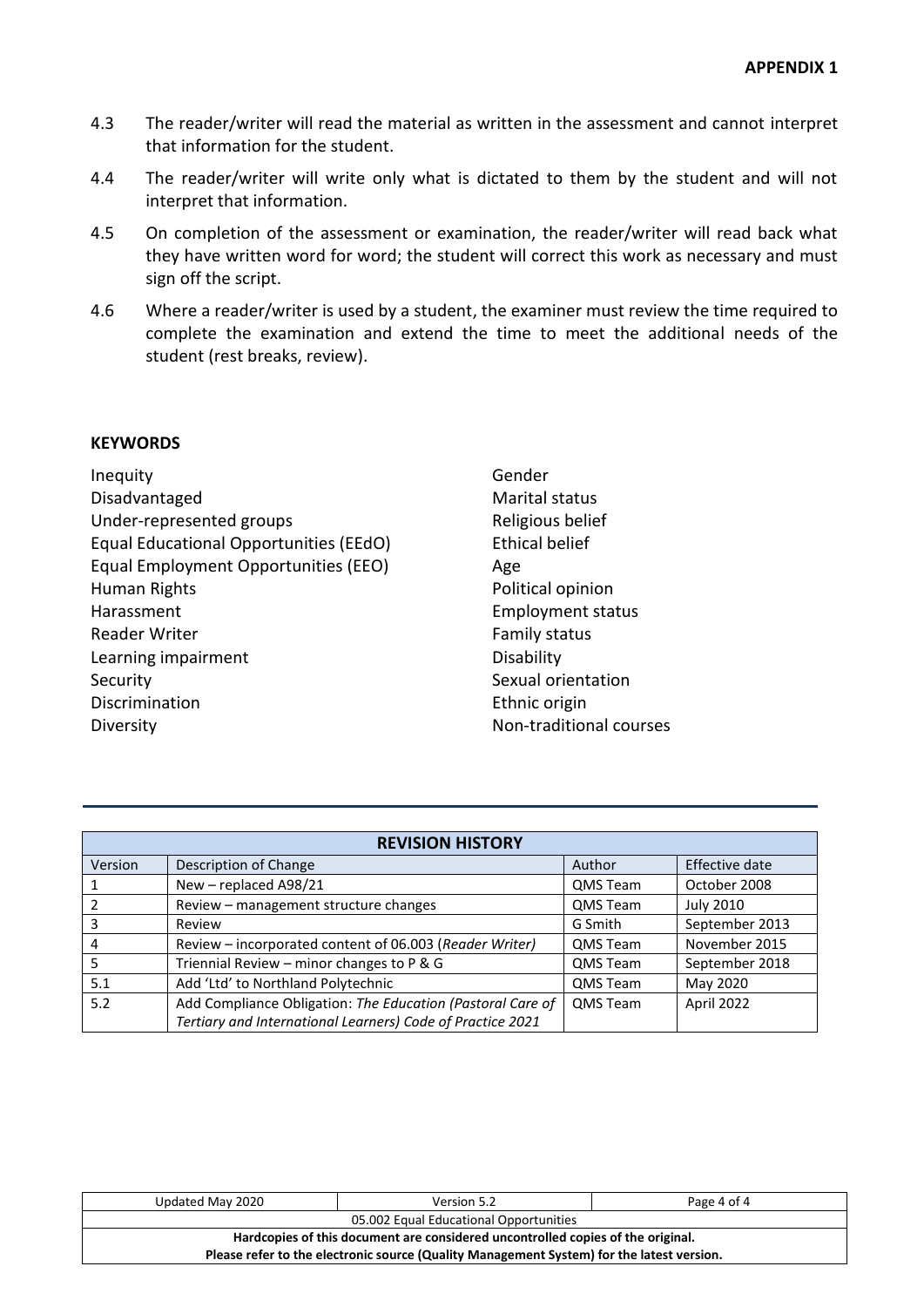**APPENDIX 1**

4.3 The reader/writer will read the material as written in the assessment and cannot interpret that information for the student.

4.4 The reader/writer will write only what is dictated to them by the student and will not interpret that information.

4.5 On completion of the assessment or examination, the reader/writer will read back what they have written word for word; the student will correct this work as necessary and must sign off the script.

4.6 Where a reader/writer is used by a student, the examiner must review the time required to complete the examination and extend the time to meet the additional needs of the student (rest breaks, review).

**KEYWORDS**

Inequity
Disadvantaged
Under-represented groups
Equal Educational Opportunities (EEdO)
Equal Employment Opportunities (EEO)
Human Rights
Harassment
Reader Writer
Learning impairment
Security
Discrimination
Diversity
Gender
Marital status
Religious belief
Ethical belief
Age
Political opinion
Employment status
Family status
Disability
Sexual orientation
Ethnic origin
Non-traditional courses

| REVISION HISTORY | | | |
|---|---|---|---|
| Version | Description of Change | Author | Effective date |
| 1 | New – replaced A98/21 | QMS Team | October 2008 |
| 2 | Review – management structure changes | QMS Team | July 2010 |
| 3 | Review | G Smith | September 2013 |
| 4 | Review – incorporated content of 06.003 (*Reader Writer)* | QMS Team | November 2015 |
| 5 | Triennial Review – minor changes to P & G | QMS Team | September 2018 |
| 5.1 | Add 'Ltd' to Northland Polytechnic | QMS Team | May 2020 |
| 5.2 | Add Compliance Obligation: *The Education (Pastoral Care of Tertiary and International Learners) Code of Practice 2021* | QMS Team | April 2022 |